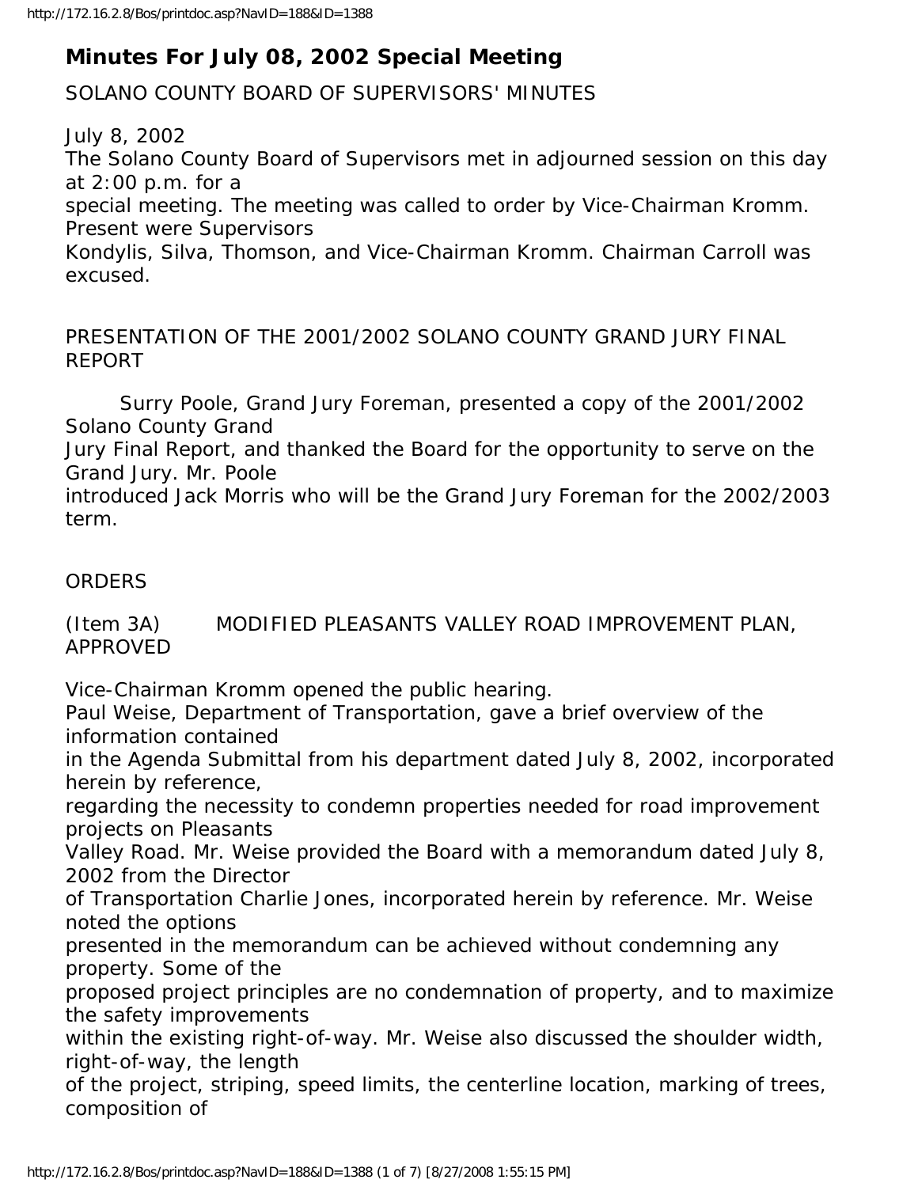# Minutes For July 08, 2002 Special Meeting

SOLANO COUNTY BOARD OF SUPERVISORS' MINUTES

July 8, 2002

The Solano County Board of Supervisors met in adjourned session on this day at 2:00 p.m. for a special meeting. The meeting was called to order by Vice-Chairman Kromm. Present were Supervisors Kondylis, Silva, Thomson, and Vice-Chairman Kromm. Chairman Carroll was excused.

PRESENTATION OF THE 2001/2002 SOLANO COUNTY GRAND JURY FINAL REPORT

Surry Poole, Grand Jury Foreman, presented a copy of the 2001/2002 Solano County Grand Jury Final Report, and thanked the Board for the opportunity to serve on the Grand Jury. Mr. Poole introduced Jack Morris who will be the Grand Jury Foreman for the 2002/2003 term.

ORDERS

(Item 3A) MODIFIED PLEASANTS VALLEY ROAD IMPROVEMENT PLAN, APPROVED

Vice-Chairman Kromm opened the public hearing.

Paul Weise, Department of Transportation, gave a brief overview of the information contained in the Agenda Submittal from his department dated July 8, 2002, incorporated herein by reference, regarding the necessity to condemn properties needed for road improvement projects on Pleasants Valley Road. Mr. Weise provided the Board with a memorandum dated July 8, 2002 from the Director of Transportation Charlie Jones, incorporated herein by reference. Mr. Weise noted the options presented in the memorandum can be achieved without condemning any property. Some of the proposed project principles are no condemnation of property, and to maximize the safety improvements within the existing right-of-way. Mr. Weise also discussed the shoulder width, right-of-way, the length of the project, striping, speed limits, the centerline location, marking of trees, composition of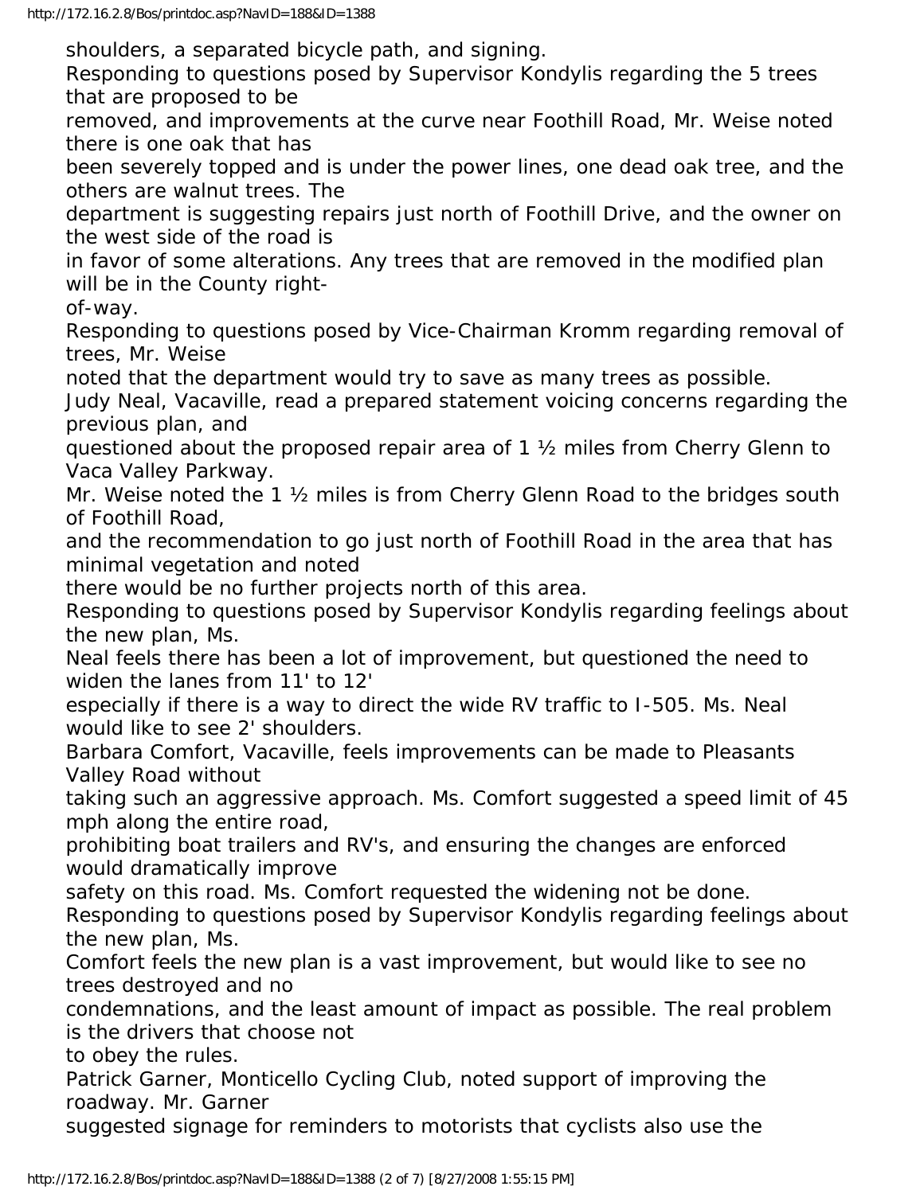shoulders, a separated bicycle path, and signing.

Responding to questions posed by Supervisor Kondylis regarding the 5 trees that are proposed to be removed, and improvements at the curve near Foothill Road, Mr. Weise noted there is one oak that has been severely topped and is under the power lines, one dead oak tree, and the others are walnut trees. The department is suggesting repairs just north of Foothill Drive, and the owner on the west side of the road is in favor of some alterations. Any trees that are removed in the modified plan will be in the County right-of-way.

Responding to questions posed by Vice-Chairman Kromm regarding removal of trees, Mr. Weise noted that the department would try to save as many trees as possible.

Judy Neal, Vacaville, read a prepared statement voicing concerns regarding the previous plan, and questioned about the proposed repair area of 1 ½ miles from Cherry Glenn to Vaca Valley Parkway.

Mr. Weise noted the 1 ½ miles is from Cherry Glenn Road to the bridges south of Foothill Road, and the recommendation to go just north of Foothill Road in the area that has minimal vegetation and noted there would be no further projects north of this area.

Responding to questions posed by Supervisor Kondylis regarding feelings about the new plan, Ms. Neal feels there has been a lot of improvement, but questioned the need to widen the lanes from 11' to 12' especially if there is a way to direct the wide RV traffic to I-505. Ms. Neal would like to see 2' shoulders.

Barbara Comfort, Vacaville, feels improvements can be made to Pleasants Valley Road without taking such an aggressive approach. Ms. Comfort suggested a speed limit of 45 mph along the entire road, prohibiting boat trailers and RV's, and ensuring the changes are enforced would dramatically improve safety on this road. Ms. Comfort requested the widening not be done.

Responding to questions posed by Supervisor Kondylis regarding feelings about the new plan, Ms. Comfort feels the new plan is a vast improvement, but would like to see no trees destroyed and no condemnations, and the least amount of impact as possible. The real problem is the drivers that choose not to obey the rules.

Patrick Garner, Monticello Cycling Club, noted support of improving the roadway. Mr. Garner suggested signage for reminders to motorists that cyclists also use the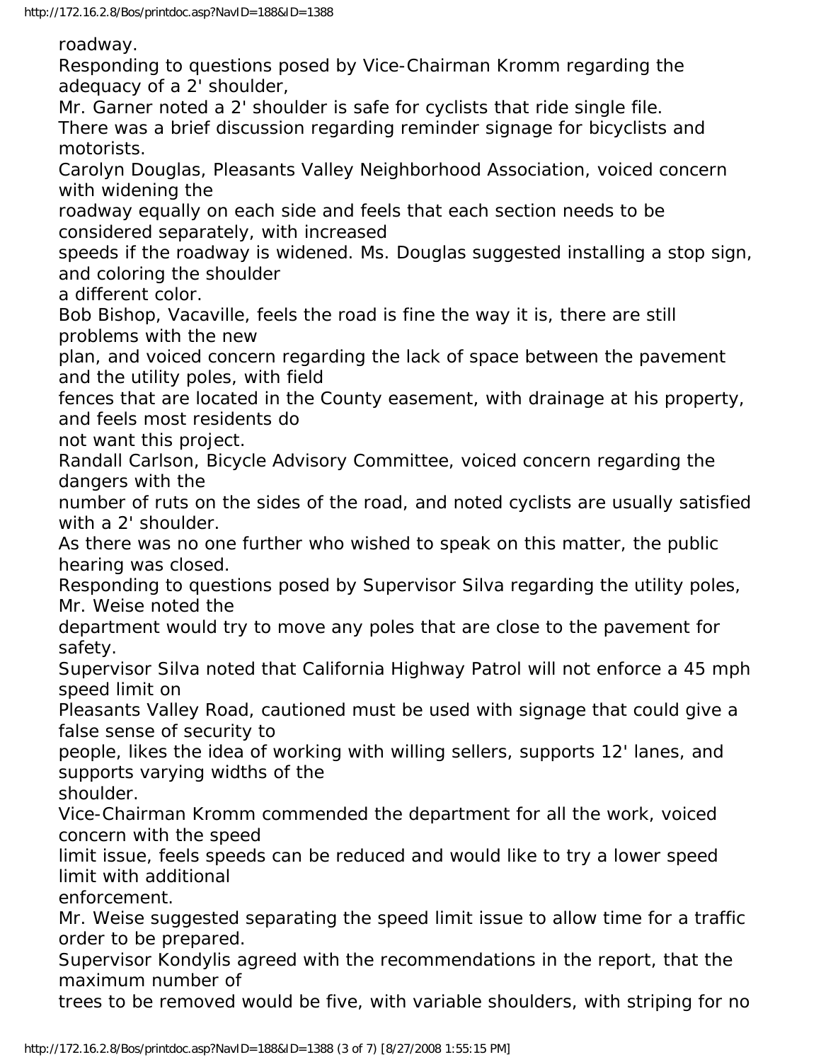roadway.

Responding to questions posed by Vice-Chairman Kromm regarding the adequacy of a 2' shoulder, Mr. Garner noted a 2' shoulder is safe for cyclists that ride single file.

There was a brief discussion regarding reminder signage for bicyclists and motorists.

Carolyn Douglas, Pleasants Valley Neighborhood Association, voiced concern with widening the roadway equally on each side and feels that each section needs to be considered separately, with increased speeds if the roadway is widened. Ms. Douglas suggested installing a stop sign, and coloring the shoulder a different color.

Bob Bishop, Vacaville, feels the road is fine the way it is, there are still problems with the new plan, and voiced concern regarding the lack of space between the pavement and the utility poles, with field fences that are located in the County easement, with drainage at his property, and feels most residents do not want this project.

Randall Carlson, Bicycle Advisory Committee, voiced concern regarding the dangers with the number of ruts on the sides of the road, and noted cyclists are usually satisfied with a 2' shoulder.

As there was no one further who wished to speak on this matter, the public hearing was closed.

Responding to questions posed by Supervisor Silva regarding the utility poles, Mr. Weise noted the department would try to move any poles that are close to the pavement for safety.

Supervisor Silva noted that California Highway Patrol will not enforce a 45 mph speed limit on Pleasants Valley Road, cautioned must be used with signage that could give a false sense of security to people, likes the idea of working with willing sellers, supports 12' lanes, and supports varying widths of the shoulder.

Vice-Chairman Kromm commended the department for all the work, voiced concern with the speed limit issue, feels speeds can be reduced and would like to try a lower speed limit with additional enforcement.

Mr. Weise suggested separating the speed limit issue to allow time for a traffic order to be prepared.

Supervisor Kondylis agreed with the recommendations in the report, that the maximum number of trees to be removed would be five, with variable shoulders, with striping for no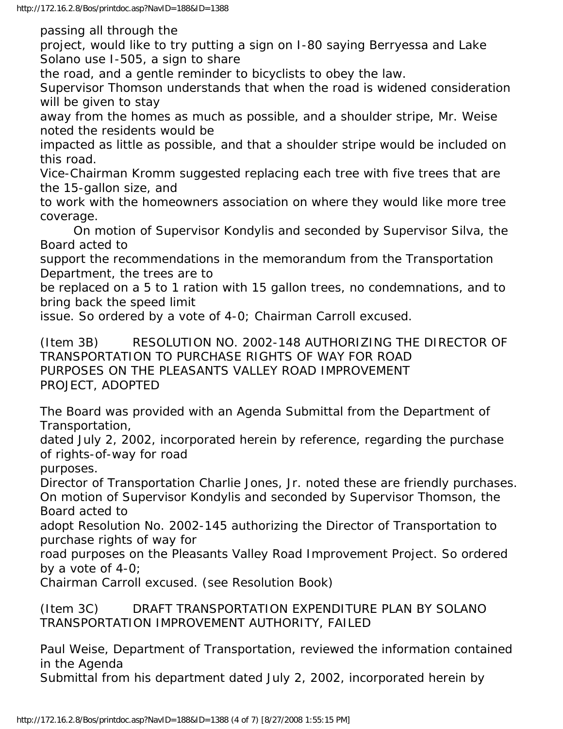passing all through the project, would like to try putting a sign on I-80 saying Berryessa and Lake Solano use I-505, a sign to share the road, and a gentle reminder to bicyclists to obey the law.

Supervisor Thomson understands that when the road is widened consideration will be given to stay away from the homes as much as possible, and a shoulder stripe, Mr. Weise noted the residents would be impacted as little as possible, and that a shoulder stripe would be included on this road.

Vice-Chairman Kromm suggested replacing each tree with five trees that are the 15-gallon size, and to work with the homeowners association on where they would like more tree coverage.

On motion of Supervisor Kondylis and seconded by Supervisor Silva, the Board acted to support the recommendations in the memorandum from the Transportation Department, the trees are to be replaced on a 5 to 1 ration with 15 gallon trees, no condemnations, and to bring back the speed limit issue. So ordered by a vote of 4-0; Chairman Carroll excused.

(Item 3B) RESOLUTION NO. 2002-148 AUTHORIZING THE DIRECTOR OF TRANSPORTATION TO PURCHASE RIGHTS OF WAY FOR ROAD PURPOSES ON THE PLEASANTS VALLEY ROAD IMPROVEMENT PROJECT, ADOPTED

The Board was provided with an Agenda Submittal from the Department of Transportation, dated July 2, 2002, incorporated herein by reference, regarding the purchase of rights-of-way for road purposes.

Director of Transportation Charlie Jones, Jr. noted these are friendly purchases.

On motion of Supervisor Kondylis and seconded by Supervisor Thomson, the Board acted to adopt Resolution No. 2002-145 authorizing the Director of Transportation to purchase rights of way for road purposes on the Pleasants Valley Road Improvement Project. So ordered by a vote of 4-0; Chairman Carroll excused. (see Resolution Book)

(Item 3C) DRAFT TRANSPORTATION EXPENDITURE PLAN BY SOLANO TRANSPORTATION IMPROVEMENT AUTHORITY, FAILED

Paul Weise, Department of Transportation, reviewed the information contained in the Agenda Submittal from his department dated July 2, 2002, incorporated herein by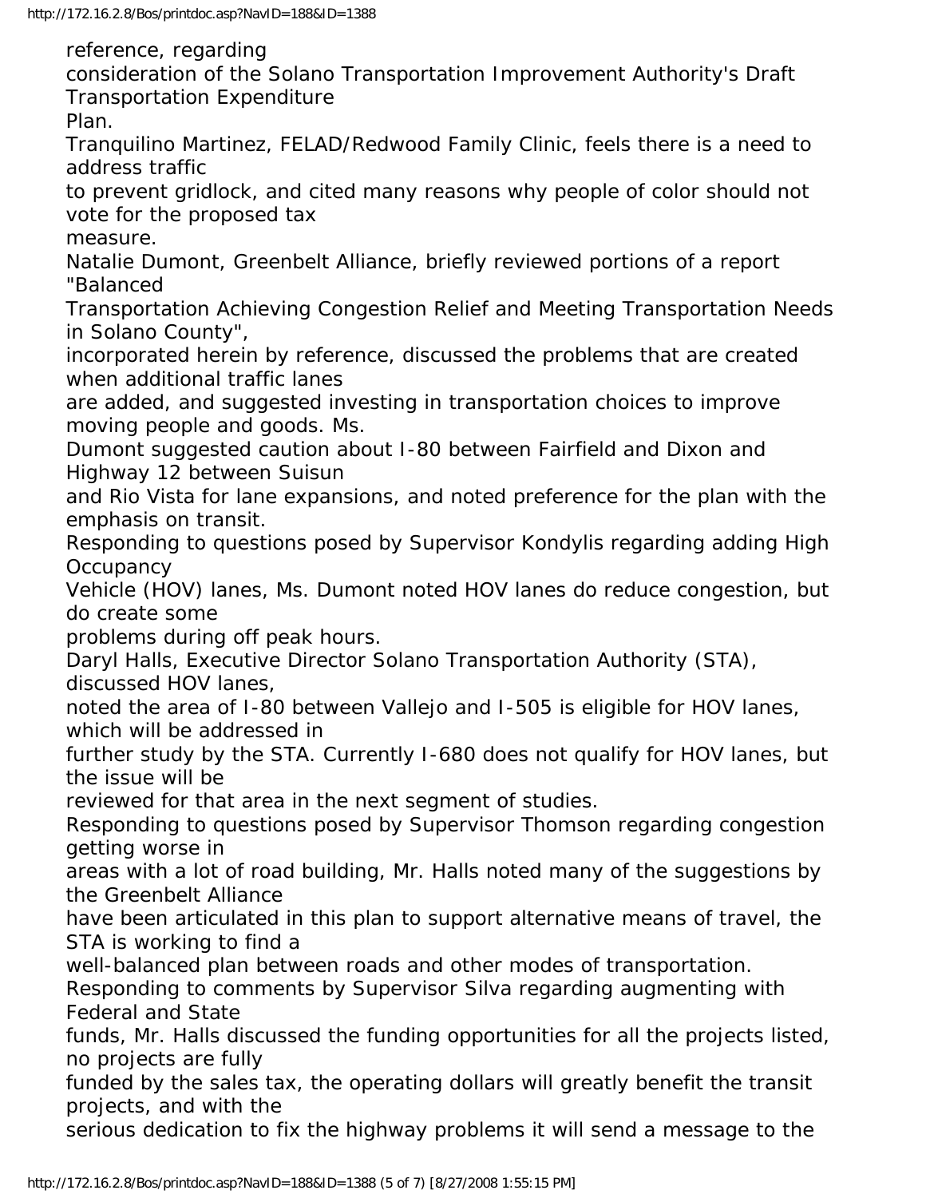reference, regarding consideration of the Solano Transportation Improvement Authority's Draft Transportation Expenditure Plan.

Tranquilino Martinez, FELAD/Redwood Family Clinic, feels there is a need to address traffic to prevent gridlock, and cited many reasons why people of color should not vote for the proposed tax measure.

Natalie Dumont, Greenbelt Alliance, briefly reviewed portions of a report "Balanced Transportation Achieving Congestion Relief and Meeting Transportation Needs in Solano County", incorporated herein by reference, discussed the problems that are created when additional traffic lanes are added, and suggested investing in transportation choices to improve moving people and goods. Ms. Dumont suggested caution about I-80 between Fairfield and Dixon and Highway 12 between Suisun and Rio Vista for lane expansions, and noted preference for the plan with the emphasis on transit.

Responding to questions posed by Supervisor Kondylis regarding adding High Occupancy Vehicle (HOV) lanes, Ms. Dumont noted HOV lanes do reduce congestion, but do create some problems during off peak hours.

Daryl Halls, Executive Director Solano Transportation Authority (STA), discussed HOV lanes, noted the area of I-80 between Vallejo and I-505 is eligible for HOV lanes, which will be addressed in further study by the STA. Currently I-680 does not qualify for HOV lanes, but the issue will be reviewed for that area in the next segment of studies.

Responding to questions posed by Supervisor Thomson regarding congestion getting worse in areas with a lot of road building, Mr. Halls noted many of the suggestions by the Greenbelt Alliance have been articulated in this plan to support alternative means of travel, the STA is working to find a well-balanced plan between roads and other modes of transportation.

Responding to comments by Supervisor Silva regarding augmenting with Federal and State funds, Mr. Halls discussed the funding opportunities for all the projects listed, no projects are fully funded by the sales tax, the operating dollars will greatly benefit the transit projects, and with the serious dedication to fix the highway problems it will send a message to the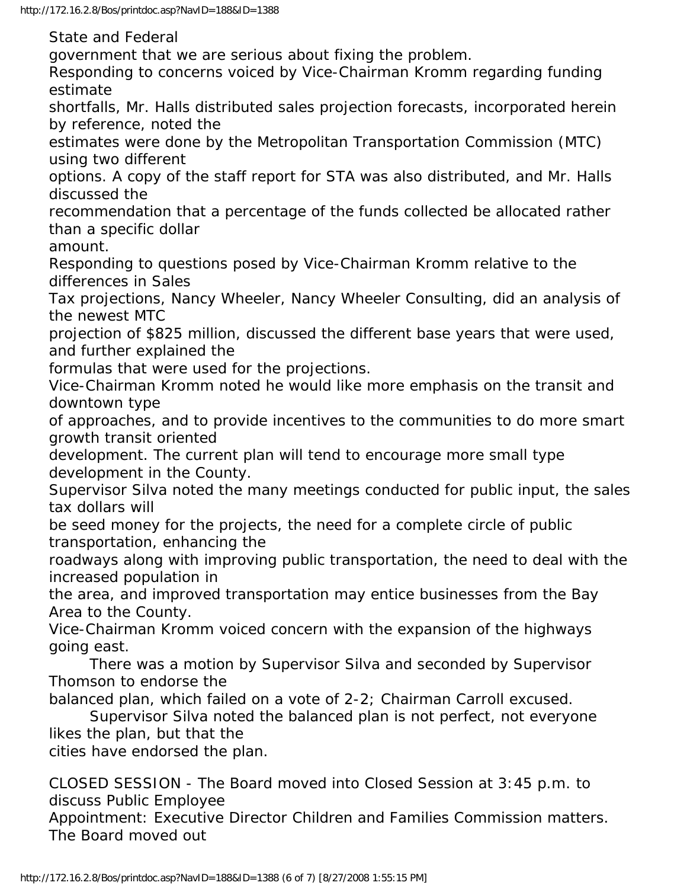State and Federal government that we are serious about fixing the problem.

Responding to concerns voiced by Vice-Chairman Kromm regarding funding estimate shortfalls, Mr. Halls distributed sales projection forecasts, incorporated herein by reference, noted the estimates were done by the Metropolitan Transportation Commission (MTC) using two different options. A copy of the staff report for STA was also distributed, and Mr. Halls discussed the recommendation that a percentage of the funds collected be allocated rather than a specific dollar amount.

Responding to questions posed by Vice-Chairman Kromm relative to the differences in Sales Tax projections, Nancy Wheeler, Nancy Wheeler Consulting, did an analysis of the newest MTC projection of $825 million, discussed the different base years that were used, and further explained the formulas that were used for the projections.

Vice-Chairman Kromm noted he would like more emphasis on the transit and downtown type of approaches, and to provide incentives to the communities to do more smart growth transit oriented development. The current plan will tend to encourage more small type development in the County.

Supervisor Silva noted the many meetings conducted for public input, the sales tax dollars will be seed money for the projects, the need for a complete circle of public transportation, enhancing the roadways along with improving public transportation, the need to deal with the increased population in the area, and improved transportation may entice businesses from the Bay Area to the County.

Vice-Chairman Kromm voiced concern with the expansion of the highways going east.

There was a motion by Supervisor Silva and seconded by Supervisor Thomson to endorse the balanced plan, which failed on a vote of 2-2; Chairman Carroll excused.

Supervisor Silva noted the balanced plan is not perfect, not everyone likes the plan, but that the cities have endorsed the plan.

CLOSED SESSION - The Board moved into Closed Session at 3:45 p.m. to discuss Public Employee Appointment: Executive Director Children and Families Commission matters. The Board moved out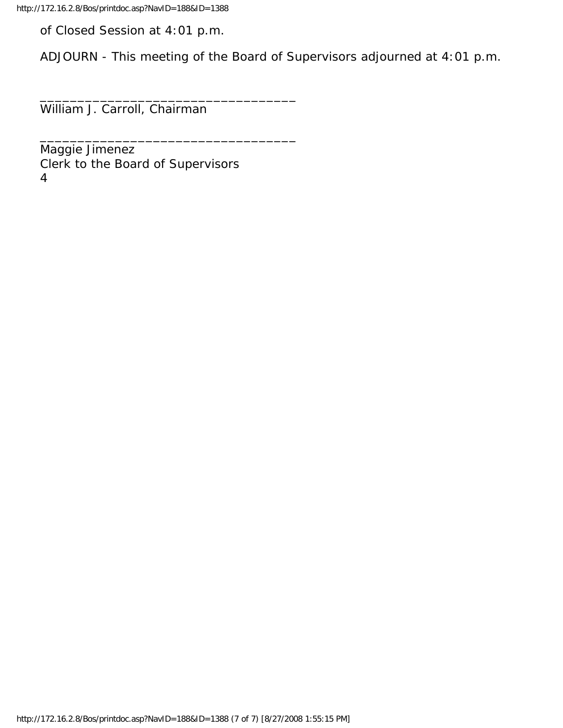of Closed Session at 4:01 p.m.

ADJOURN - This meeting of the Board of Supervisors adjourned at 4:01 p.m.

___________________________________
William J. Carroll, Chairman

___________________________________
Maggie Jimenez
Clerk to the Board of Supervisors
4